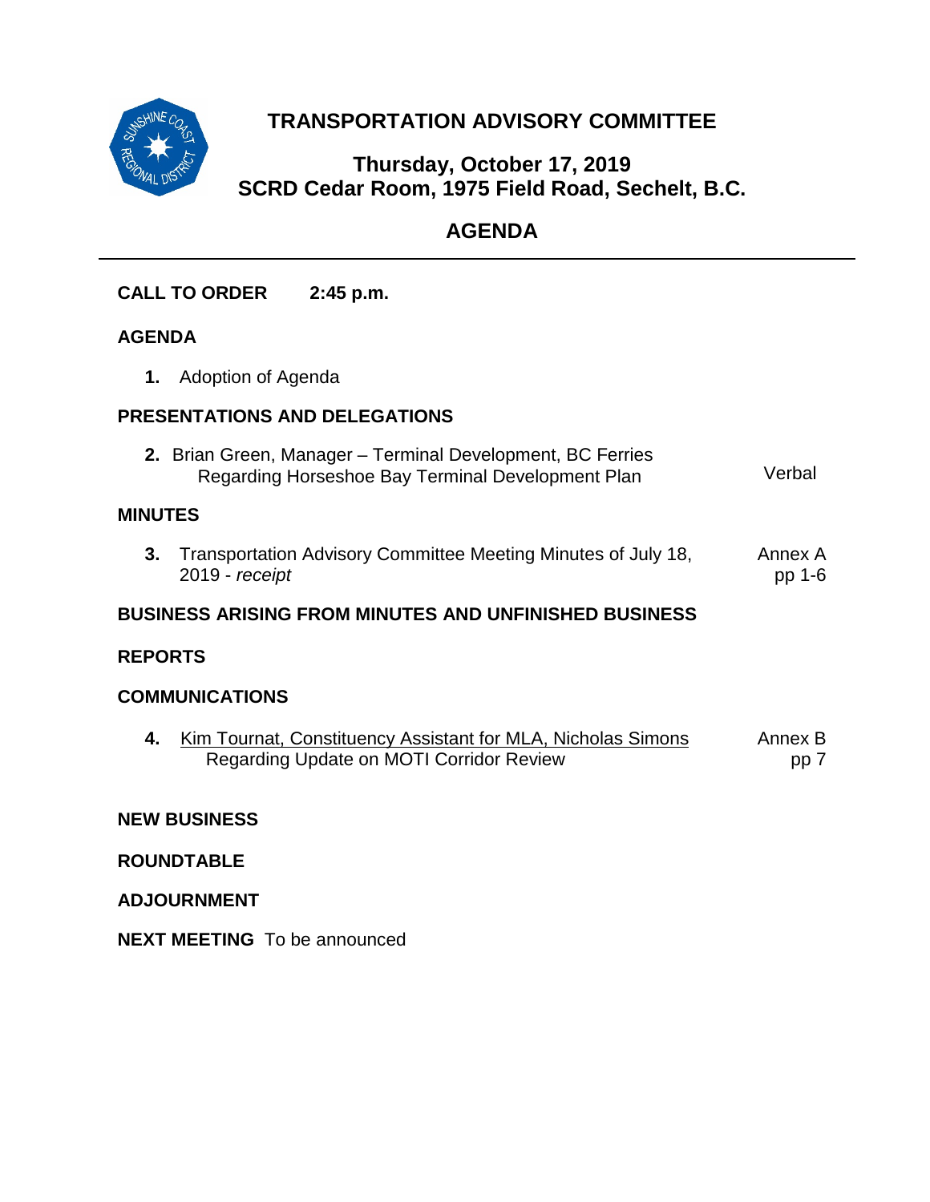# TRANSPORTATION ADVISORY COMMITTEE

## Thursday, October 17, 2019
## SCRD Cedar Room, 1975 Field Road, Sechelt, B.C.

## AGENDA

---

**CALL TO ORDER** **2:45 p.m.**

**AGENDA**

**1.** Adoption of Agenda

**PRESENTATIONS AND DELEGATIONS**

**2.** Brian Green, Manager – Terminal Development, BC Ferries
Regarding Horseshoe Bay Terminal Development Plan — Verbal

**MINUTES**

**3.** Transportation Advisory Committee Meeting Minutes of July 18, 2019 - *receipt* — Annex A pp 1-6

**BUSINESS ARISING FROM MINUTES AND UNFINISHED BUSINESS**

**REPORTS**

**COMMUNICATIONS**

**4.** Kim Tournat, Constituency Assistant for MLA, Nicholas Simons
Regarding Update on MOTI Corridor Review — Annex B pp 7

**NEW BUSINESS**

**ROUNDTABLE**

**ADJOURNMENT**

**NEXT MEETING** To be announced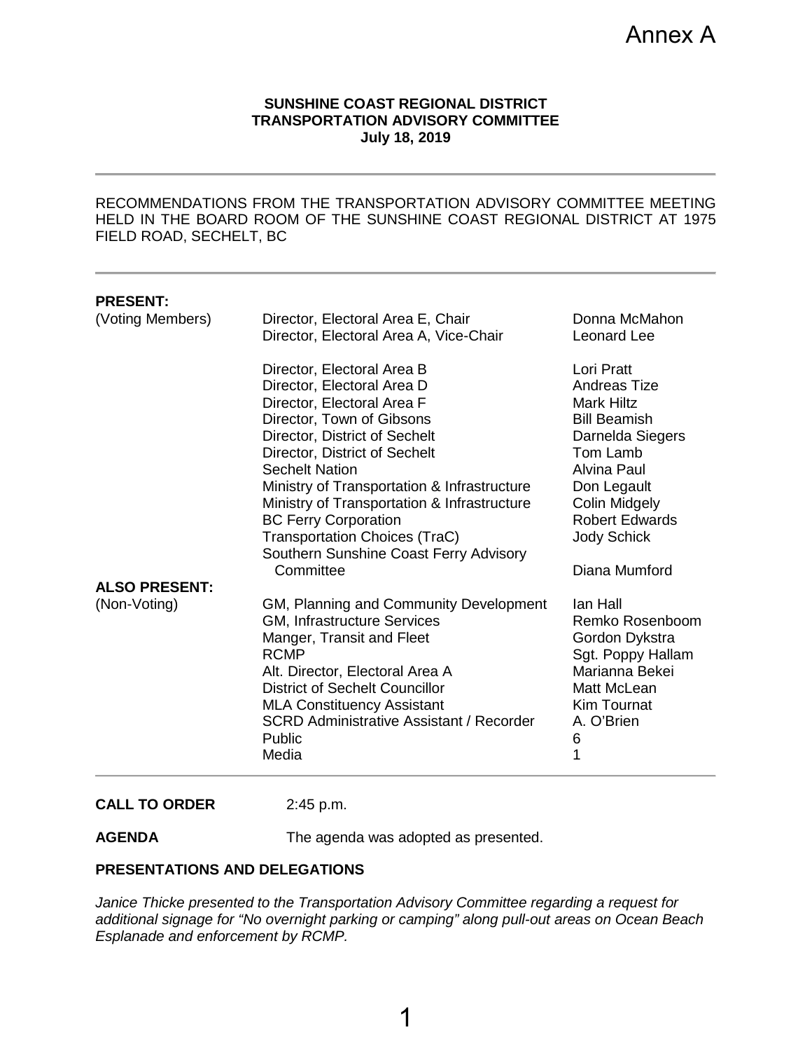Annex A

**SUNSHINE COAST REGIONAL DISTRICT**
**TRANSPORTATION ADVISORY COMMITTEE**
**July 18, 2019**

RECOMMENDATIONS FROM THE TRANSPORTATION ADVISORY COMMITTEE MEETING HELD IN THE BOARD ROOM OF THE SUNSHINE COAST REGIONAL DISTRICT AT 1975 FIELD ROAD, SECHELT, BC

| **PRESENT:** | | |
|---|---|---|
| (Voting Members) | Director, Electoral Area E, Chair | Donna McMahon |
| | Director, Electoral Area A, Vice-Chair | Leonard Lee |
| | Director, Electoral Area B | Lori Pratt |
| | Director, Electoral Area D | Andreas Tize |
| | Director, Electoral Area F | Mark Hiltz |
| | Director, Town of Gibsons | Bill Beamish |
| | Director, District of Sechelt | Darnelda Siegers |
| | Director, District of Sechelt | Tom Lamb |
| | Sechelt Nation | Alvina Paul |
| | Ministry of Transportation & Infrastructure | Don Legault |
| | Ministry of Transportation & Infrastructure | Colin Midgely |
| | BC Ferry Corporation | Robert Edwards |
| | Transportation Choices (TraC) | Jody Schick |
| | Southern Sunshine Coast Ferry Advisory Committee | Diana Mumford |
| **ALSO PRESENT:** | | |
| (Non-Voting) | GM, Planning and Community Development | Ian Hall |
| | GM, Infrastructure Services | Remko Rosenboom |
| | Manger, Transit and Fleet | Gordon Dykstra |
| | RCMP | Sgt. Poppy Hallam |
| | Alt. Director, Electoral Area A | Marianna Bekei |
| | District of Sechelt Councillor | Matt McLean |
| | MLA Constituency Assistant | Kim Tournat |
| | SCRD Administrative Assistant / Recorder | A. O'Brien |
| | Public | 6 |
| | Media | 1 |

**CALL TO ORDER** 2:45 p.m.

**AGENDA** The agenda was adopted as presented.

**PRESENTATIONS AND DELEGATIONS**

*Janice Thicke presented to the Transportation Advisory Committee regarding a request for additional signage for "No overnight parking or camping" along pull-out areas on Ocean Beach Esplanade and enforcement by RCMP.*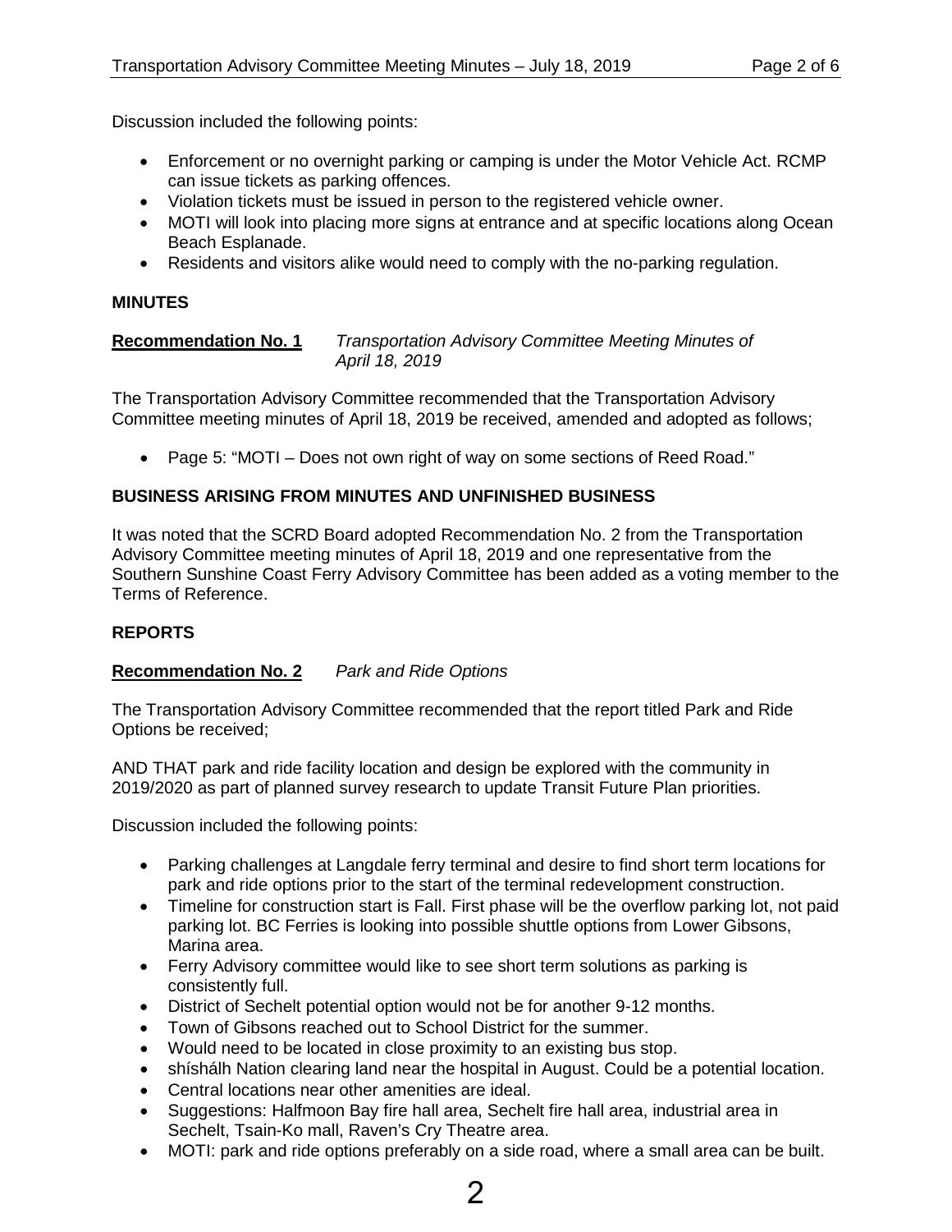Discussion included the following points:

- Enforcement or no overnight parking or camping is under the Motor Vehicle Act. RCMP can issue tickets as parking offences.
- Violation tickets must be issued in person to the registered vehicle owner.
- MOTI will look into placing more signs at entrance and at specific locations along Ocean Beach Esplanade.
- Residents and visitors alike would need to comply with the no-parking regulation.

**MINUTES**

**Recommendation No. 1** *Transportation Advisory Committee Meeting Minutes of April 18, 2019*

The Transportation Advisory Committee recommended that the Transportation Advisory Committee meeting minutes of April 18, 2019 be received, amended and adopted as follows;

- Page 5: "MOTI – Does not own right of way on some sections of Reed Road."

**BUSINESS ARISING FROM MINUTES AND UNFINISHED BUSINESS**

It was noted that the SCRD Board adopted Recommendation No. 2 from the Transportation Advisory Committee meeting minutes of April 18, 2019 and one representative from the Southern Sunshine Coast Ferry Advisory Committee has been added as a voting member to the Terms of Reference.

**REPORTS**

**Recommendation No. 2** *Park and Ride Options*

The Transportation Advisory Committee recommended that the report titled Park and Ride Options be received;

AND THAT park and ride facility location and design be explored with the community in 2019/2020 as part of planned survey research to update Transit Future Plan priorities.

Discussion included the following points:

- Parking challenges at Langdale ferry terminal and desire to find short term locations for park and ride options prior to the start of the terminal redevelopment construction.
- Timeline for construction start is Fall. First phase will be the overflow parking lot, not paid parking lot. BC Ferries is looking into possible shuttle options from Lower Gibsons, Marina area.
- Ferry Advisory committee would like to see short term solutions as parking is consistently full.
- District of Sechelt potential option would not be for another 9-12 months.
- Town of Gibsons reached out to School District for the summer.
- Would need to be located in close proximity to an existing bus stop.
- shíshálh Nation clearing land near the hospital in August. Could be a potential location.
- Central locations near other amenities are ideal.
- Suggestions: Halfmoon Bay fire hall area, Sechelt fire hall area, industrial area in Sechelt, Tsain-Ko mall, Raven's Cry Theatre area.
- MOTI: park and ride options preferably on a side road, where a small area can be built.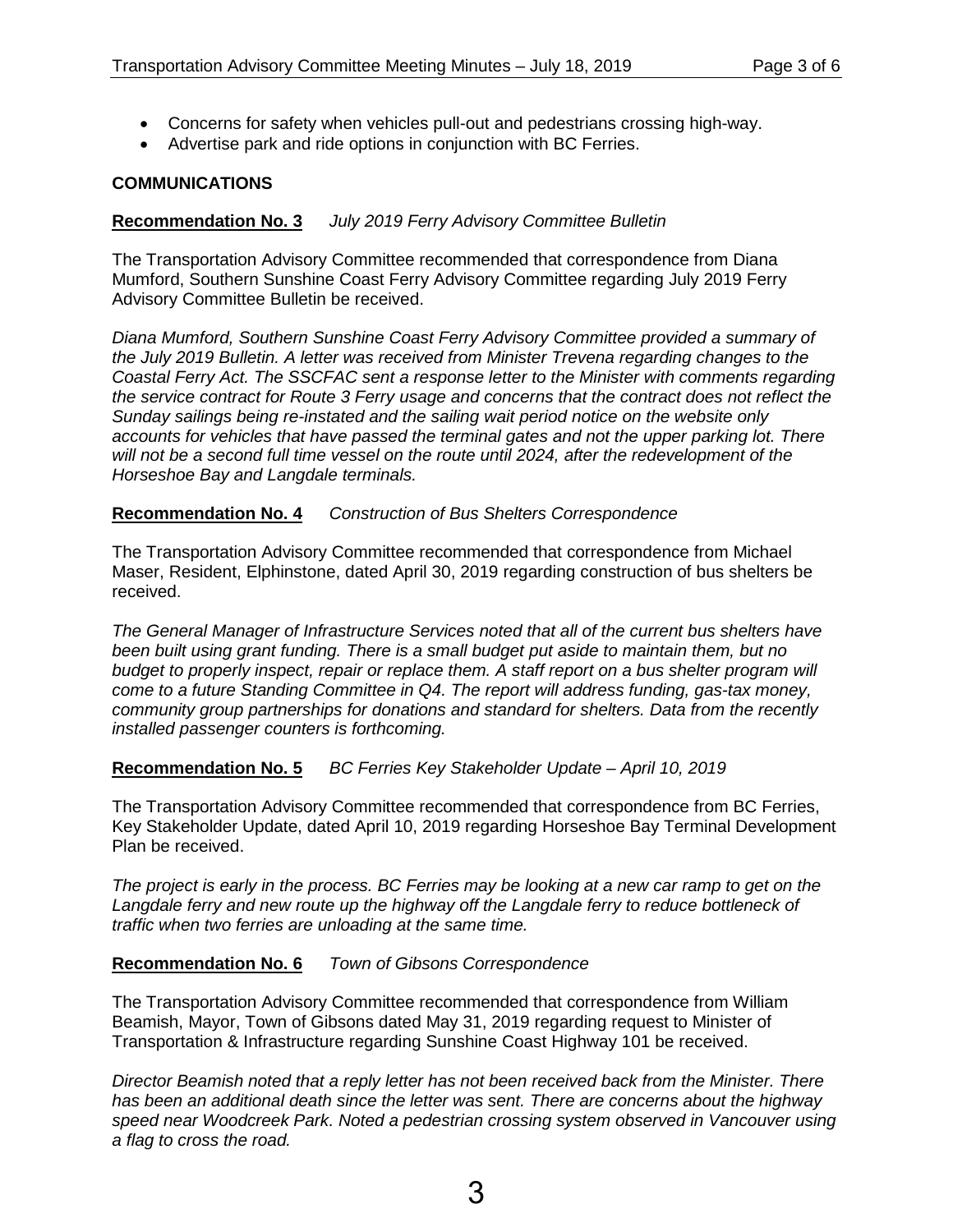- Concerns for safety when vehicles pull-out and pedestrians crossing high-way.
- Advertise park and ride options in conjunction with BC Ferries.

**COMMUNICATIONS**

**Recommendation No. 3** *July 2019 Ferry Advisory Committee Bulletin*

The Transportation Advisory Committee recommended that correspondence from Diana Mumford, Southern Sunshine Coast Ferry Advisory Committee regarding July 2019 Ferry Advisory Committee Bulletin be received.

*Diana Mumford, Southern Sunshine Coast Ferry Advisory Committee provided a summary of the July 2019 Bulletin. A letter was received from Minister Trevena regarding changes to the Coastal Ferry Act. The SSCFAC sent a response letter to the Minister with comments regarding the service contract for Route 3 Ferry usage and concerns that the contract does not reflect the Sunday sailings being re-instated and the sailing wait period notice on the website only accounts for vehicles that have passed the terminal gates and not the upper parking lot. There will not be a second full time vessel on the route until 2024, after the redevelopment of the Horseshoe Bay and Langdale terminals.*

**Recommendation No. 4** *Construction of Bus Shelters Correspondence*

The Transportation Advisory Committee recommended that correspondence from Michael Maser, Resident, Elphinstone, dated April 30, 2019 regarding construction of bus shelters be received.

*The General Manager of Infrastructure Services noted that all of the current bus shelters have been built using grant funding. There is a small budget put aside to maintain them, but no budget to properly inspect, repair or replace them. A staff report on a bus shelter program will come to a future Standing Committee in Q4. The report will address funding, gas-tax money, community group partnerships for donations and standard for shelters. Data from the recently installed passenger counters is forthcoming.*

**Recommendation No. 5** *BC Ferries Key Stakeholder Update – April 10, 2019*

The Transportation Advisory Committee recommended that correspondence from BC Ferries, Key Stakeholder Update, dated April 10, 2019 regarding Horseshoe Bay Terminal Development Plan be received.

*The project is early in the process. BC Ferries may be looking at a new car ramp to get on the Langdale ferry and new route up the highway off the Langdale ferry to reduce bottleneck of traffic when two ferries are unloading at the same time.*

**Recommendation No. 6** *Town of Gibsons Correspondence*

The Transportation Advisory Committee recommended that correspondence from William Beamish, Mayor, Town of Gibsons dated May 31, 2019 regarding request to Minister of Transportation & Infrastructure regarding Sunshine Coast Highway 101 be received.

*Director Beamish noted that a reply letter has not been received back from the Minister. There has been an additional death since the letter was sent. There are concerns about the highway speed near Woodcreek Park. Noted a pedestrian crossing system observed in Vancouver using a flag to cross the road.*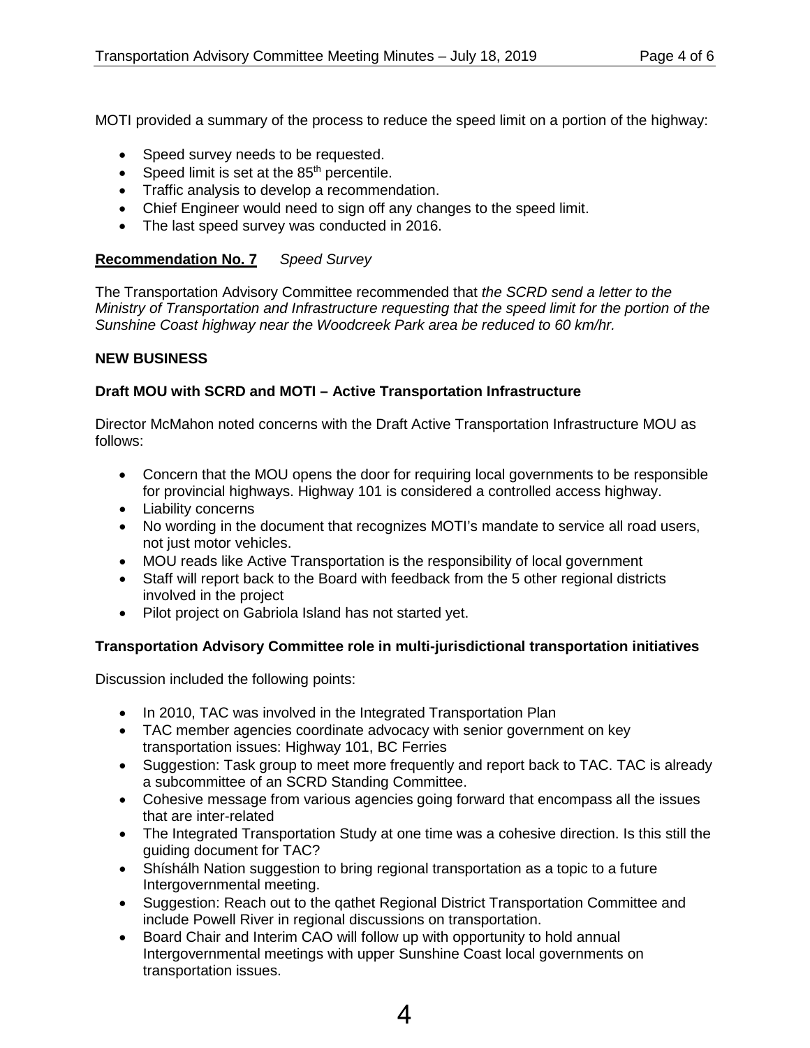MOTI provided a summary of the process to reduce the speed limit on a portion of the highway:

- Speed survey needs to be requested.
- Speed limit is set at the 85th percentile.
- Traffic analysis to develop a recommendation.
- Chief Engineer would need to sign off any changes to the speed limit.
- The last speed survey was conducted in 2016.

**Recommendation No. 7** *Speed Survey*

The Transportation Advisory Committee recommended that *the SCRD send a letter to the Ministry of Transportation and Infrastructure requesting that the speed limit for the portion of the Sunshine Coast highway near the Woodcreek Park area be reduced to 60 km/hr.*

**NEW BUSINESS**

**Draft MOU with SCRD and MOTI – Active Transportation Infrastructure**

Director McMahon noted concerns with the Draft Active Transportation Infrastructure MOU as follows:

- Concern that the MOU opens the door for requiring local governments to be responsible for provincial highways. Highway 101 is considered a controlled access highway.
- Liability concerns
- No wording in the document that recognizes MOTI's mandate to service all road users, not just motor vehicles.
- MOU reads like Active Transportation is the responsibility of local government
- Staff will report back to the Board with feedback from the 5 other regional districts involved in the project
- Pilot project on Gabriola Island has not started yet.

**Transportation Advisory Committee role in multi-jurisdictional transportation initiatives**

Discussion included the following points:

- In 2010, TAC was involved in the Integrated Transportation Plan
- TAC member agencies coordinate advocacy with senior government on key transportation issues: Highway 101, BC Ferries
- Suggestion: Task group to meet more frequently and report back to TAC. TAC is already a subcommittee of an SCRD Standing Committee.
- Cohesive message from various agencies going forward that encompass all the issues that are inter-related
- The Integrated Transportation Study at one time was a cohesive direction. Is this still the guiding document for TAC?
- Shíshálh Nation suggestion to bring regional transportation as a topic to a future Intergovernmental meeting.
- Suggestion: Reach out to the qathet Regional District Transportation Committee and include Powell River in regional discussions on transportation.
- Board Chair and Interim CAO will follow up with opportunity to hold annual Intergovernmental meetings with upper Sunshine Coast local governments on transportation issues.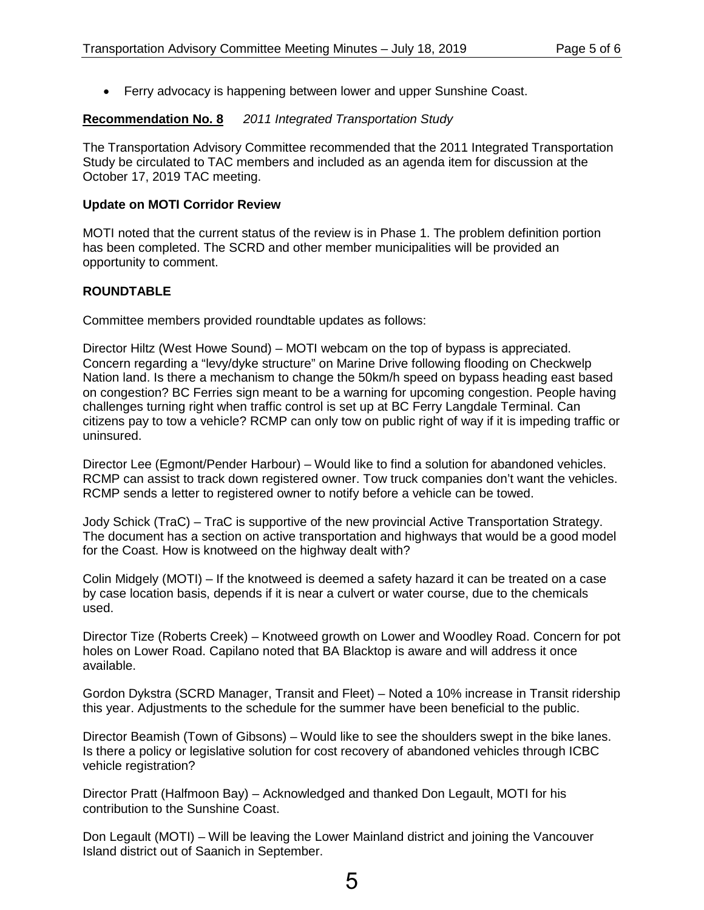- Ferry advocacy is happening between lower and upper Sunshine Coast.

**Recommendation No. 8** *2011 Integrated Transportation Study*

The Transportation Advisory Committee recommended that the 2011 Integrated Transportation Study be circulated to TAC members and included as an agenda item for discussion at the October 17, 2019 TAC meeting.

**Update on MOTI Corridor Review**

MOTI noted that the current status of the review is in Phase 1. The problem definition portion has been completed. The SCRD and other member municipalities will be provided an opportunity to comment.

**ROUNDTABLE**

Committee members provided roundtable updates as follows:

Director Hiltz (West Howe Sound) – MOTI webcam on the top of bypass is appreciated. Concern regarding a "levy/dyke structure" on Marine Drive following flooding on Checkwelp Nation land. Is there a mechanism to change the 50km/h speed on bypass heading east based on congestion? BC Ferries sign meant to be a warning for upcoming congestion. People having challenges turning right when traffic control is set up at BC Ferry Langdale Terminal. Can citizens pay to tow a vehicle? RCMP can only tow on public right of way if it is impeding traffic or uninsured.

Director Lee (Egmont/Pender Harbour) – Would like to find a solution for abandoned vehicles. RCMP can assist to track down registered owner. Tow truck companies don't want the vehicles. RCMP sends a letter to registered owner to notify before a vehicle can be towed.

Jody Schick (TraC) – TraC is supportive of the new provincial Active Transportation Strategy. The document has a section on active transportation and highways that would be a good model for the Coast. How is knotweed on the highway dealt with?

Colin Midgely (MOTI) – If the knotweed is deemed a safety hazard it can be treated on a case by case location basis, depends if it is near a culvert or water course, due to the chemicals used.

Director Tize (Roberts Creek) – Knotweed growth on Lower and Woodley Road. Concern for pot holes on Lower Road. Capilano noted that BA Blacktop is aware and will address it once available.

Gordon Dykstra (SCRD Manager, Transit and Fleet) – Noted a 10% increase in Transit ridership this year. Adjustments to the schedule for the summer have been beneficial to the public.

Director Beamish (Town of Gibsons) – Would like to see the shoulders swept in the bike lanes. Is there a policy or legislative solution for cost recovery of abandoned vehicles through ICBC vehicle registration?

Director Pratt (Halfmoon Bay) – Acknowledged and thanked Don Legault, MOTI for his contribution to the Sunshine Coast.

Don Legault (MOTI) – Will be leaving the Lower Mainland district and joining the Vancouver Island district out of Saanich in September.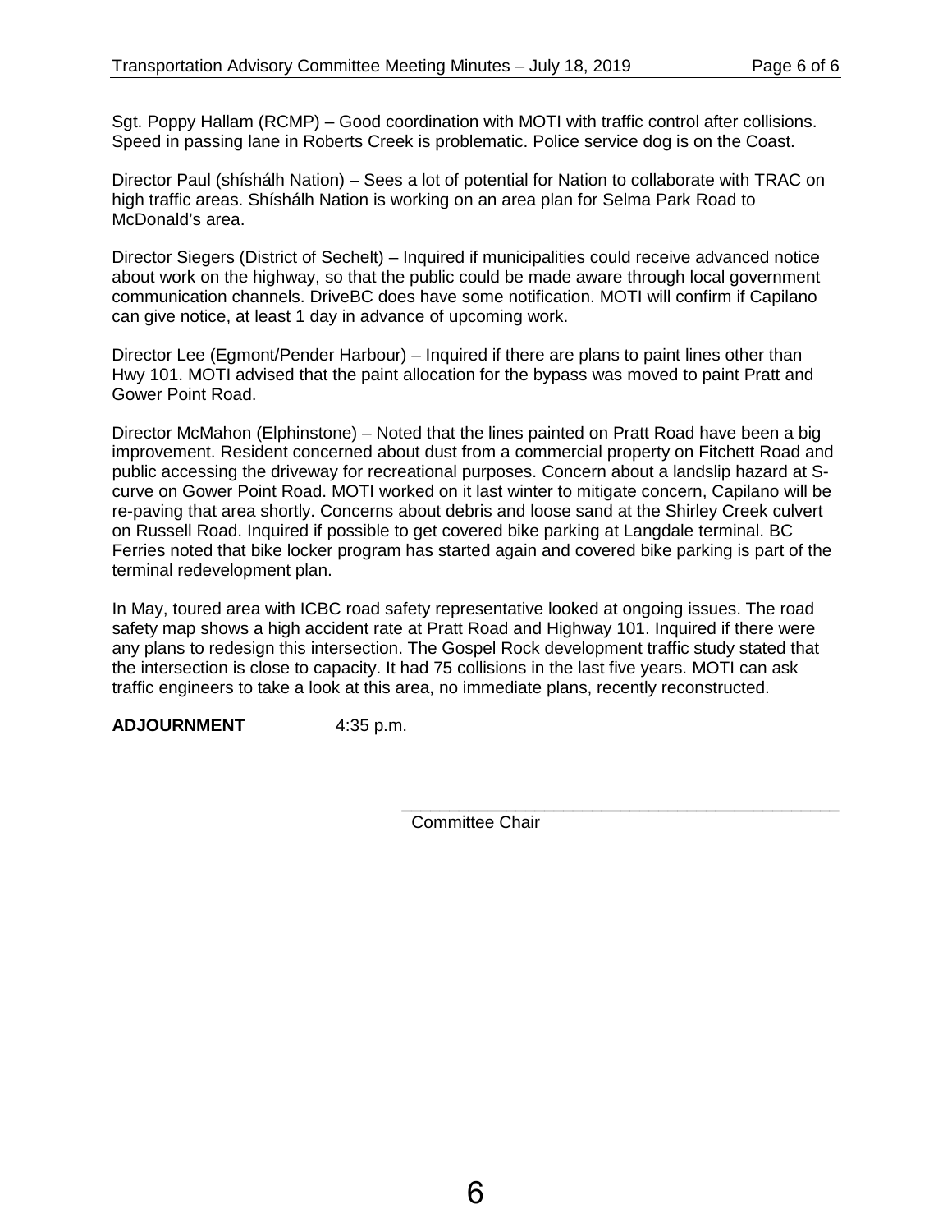Sgt. Poppy Hallam (RCMP) – Good coordination with MOTI with traffic control after collisions. Speed in passing lane in Roberts Creek is problematic. Police service dog is on the Coast.

Director Paul (shíshálh Nation) – Sees a lot of potential for Nation to collaborate with TRAC on high traffic areas. Shíshálh Nation is working on an area plan for Selma Park Road to McDonald's area.

Director Siegers (District of Sechelt) – Inquired if municipalities could receive advanced notice about work on the highway, so that the public could be made aware through local government communication channels. DriveBC does have some notification. MOTI will confirm if Capilano can give notice, at least 1 day in advance of upcoming work.

Director Lee (Egmont/Pender Harbour) – Inquired if there are plans to paint lines other than Hwy 101. MOTI advised that the paint allocation for the bypass was moved to paint Pratt and Gower Point Road.

Director McMahon (Elphinstone) – Noted that the lines painted on Pratt Road have been a big improvement. Resident concerned about dust from a commercial property on Fitchett Road and public accessing the driveway for recreational purposes. Concern about a landslip hazard at S-curve on Gower Point Road. MOTI worked on it last winter to mitigate concern, Capilano will be re-paving that area shortly. Concerns about debris and loose sand at the Shirley Creek culvert on Russell Road. Inquired if possible to get covered bike parking at Langdale terminal. BC Ferries noted that bike locker program has started again and covered bike parking is part of the terminal redevelopment plan.

In May, toured area with ICBC road safety representative looked at ongoing issues. The road safety map shows a high accident rate at Pratt Road and Highway 101. Inquired if there were any plans to redesign this intersection. The Gospel Rock development traffic study stated that the intersection is close to capacity. It had 75 collisions in the last five years. MOTI can ask traffic engineers to take a look at this area, no immediate plans, recently reconstructed.

**ADJOURNMENT** 4:35 p.m.

\_\_\_\_\_\_\_\_\_\_\_\_\_\_\_\_\_\_\_\_\_\_\_\_\_\_\_\_\_\_\_\_\_\_\_\_\_\_\_\_\_\_\_\_

Committee Chair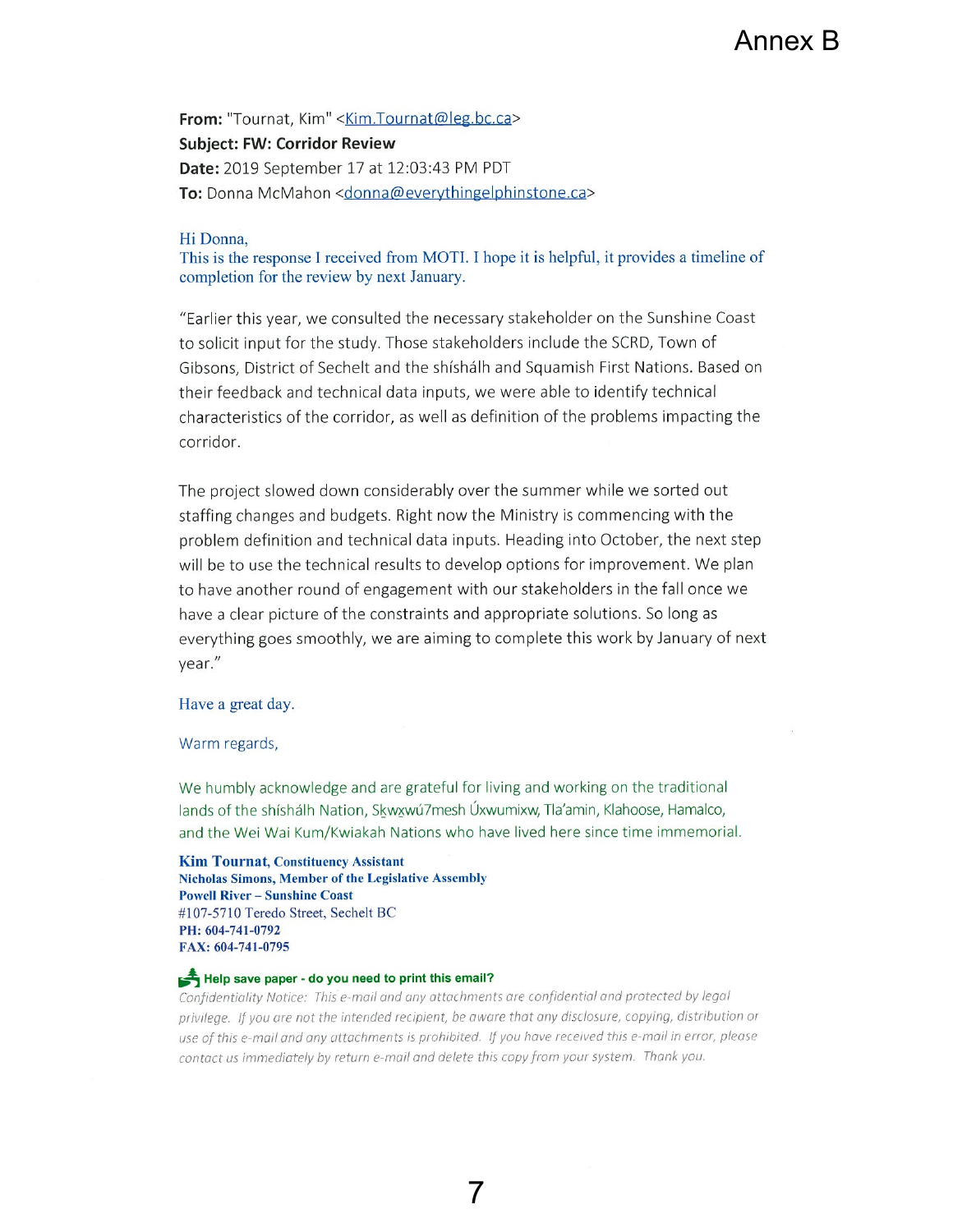# Annex B

**From:** "Tournat, Kim" <Kim.Tournat@leg.bc.ca>
**Subject: FW: Corridor Review**
**Date:** 2019 September 17 at 12:03:43 PM PDT
**To:** Donna McMahon <donna@everythingelphinstone.ca>

Hi Donna,
This is the response I received from MOTI. I hope it is helpful, it provides a timeline of completion for the review by next January.

"Earlier this year, we consulted the necessary stakeholder on the Sunshine Coast to solicit input for the study. Those stakeholders include the SCRD, Town of Gibsons, District of Sechelt and the shíshálh and Squamish First Nations. Based on their feedback and technical data inputs, we were able to identify technical characteristics of the corridor, as well as definition of the problems impacting the corridor.

The project slowed down considerably over the summer while we sorted out staffing changes and budgets. Right now the Ministry is commencing with the problem definition and technical data inputs. Heading into October, the next step will be to use the technical results to develop options for improvement. We plan to have another round of engagement with our stakeholders in the fall once we have a clear picture of the constraints and appropriate solutions. So long as everything goes smoothly, we are aiming to complete this work by January of next year."

Have a great day.

Warm regards,

We humbly acknowledge and are grateful for living and working on the traditional lands of the shíshálh Nation, Sḵwx̱wú7mesh Úxwumixw, Tla'amin, Klahoose, Hamalco, and the Wei Wai Kum/Kwiakah Nations who have lived here since time immemorial.

**Kim Tournat, Constituency Assistant**
**Nicholas Simons, Member of the Legislative Assembly**
**Powell River – Sunshine Coast**
#107-5710 Teredo Street, Sechelt BC
**PH: 604-741-0792**
**FAX: 604-741-0795**

**Help save paper - do you need to print this email?**
*Confidentiality Notice: This e-mail and any attachments are confidential and protected by legal privilege. If you are not the intended recipient, be aware that any disclosure, copying, distribution or use of this e-mail and any attachments is prohibited. If you have received this e-mail in error, please contact us immediately by return e-mail and delete this copy from your system. Thank you.*